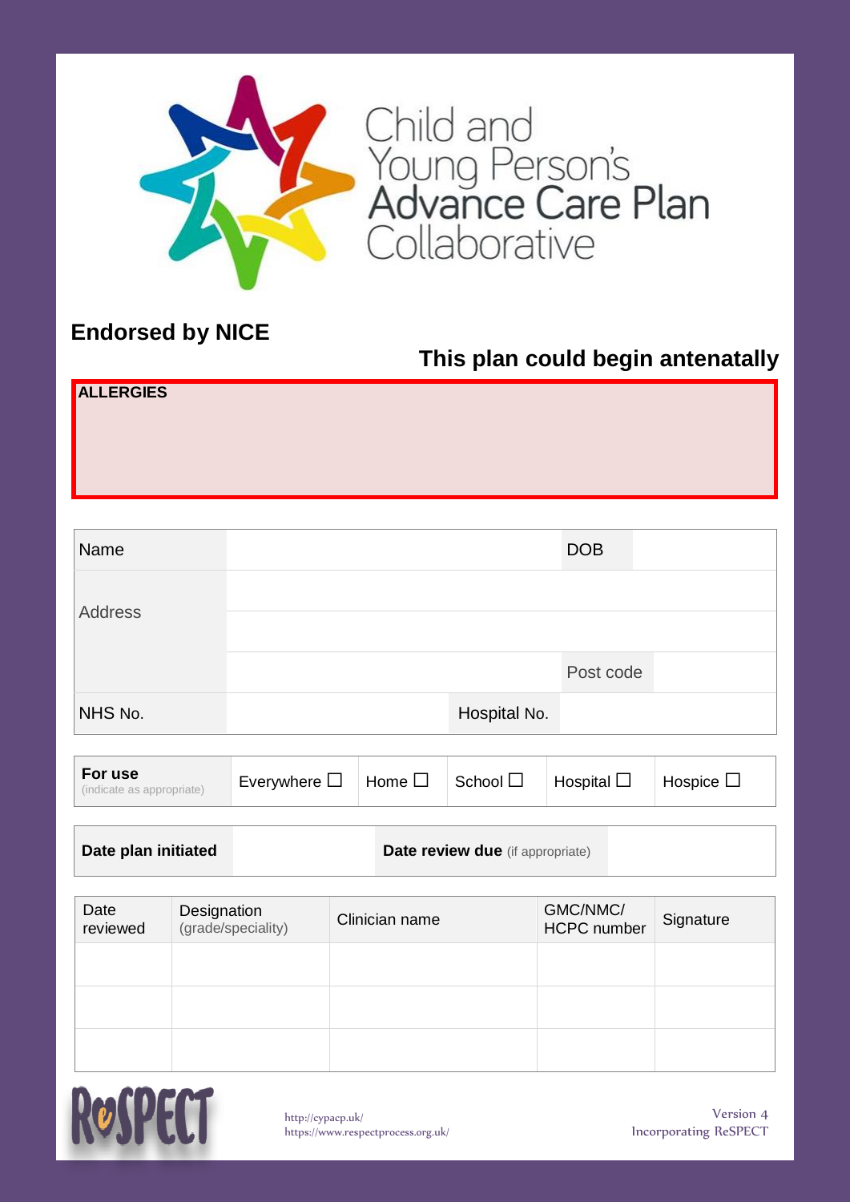# Child and Young Person's Advance Care Plan Collaborative

**Endorsed by NICE**

**This plan could begin antenatally**

**ALLERGIES**

| Name | | DOB | |
|---|---|---|---|
| Address | | | |
| | | | |
| | | Post code | |
| NHS No. | | Hospital No. | |

| **For use** (indicate as appropriate) | Everywhere ☐ | Home ☐ | School ☐ | Hospital ☐ | Hospice ☐ |
|---|---|---|---|---|---|

| **Date plan initiated** | | **Date review due** (if appropriate) | |
|---|---|---|---|

| Date reviewed | Designation (grade/speciality) | Clinician name | GMC/NMC/ HCPC number | Signature |
|---|---|---|---|---|
| | | | | |
| | | | | |
| | | | | |

ReSPECT

http://cypacp.uk/
https://www.respectprocess.org.uk/

Version 4
Incorporating ReSPECT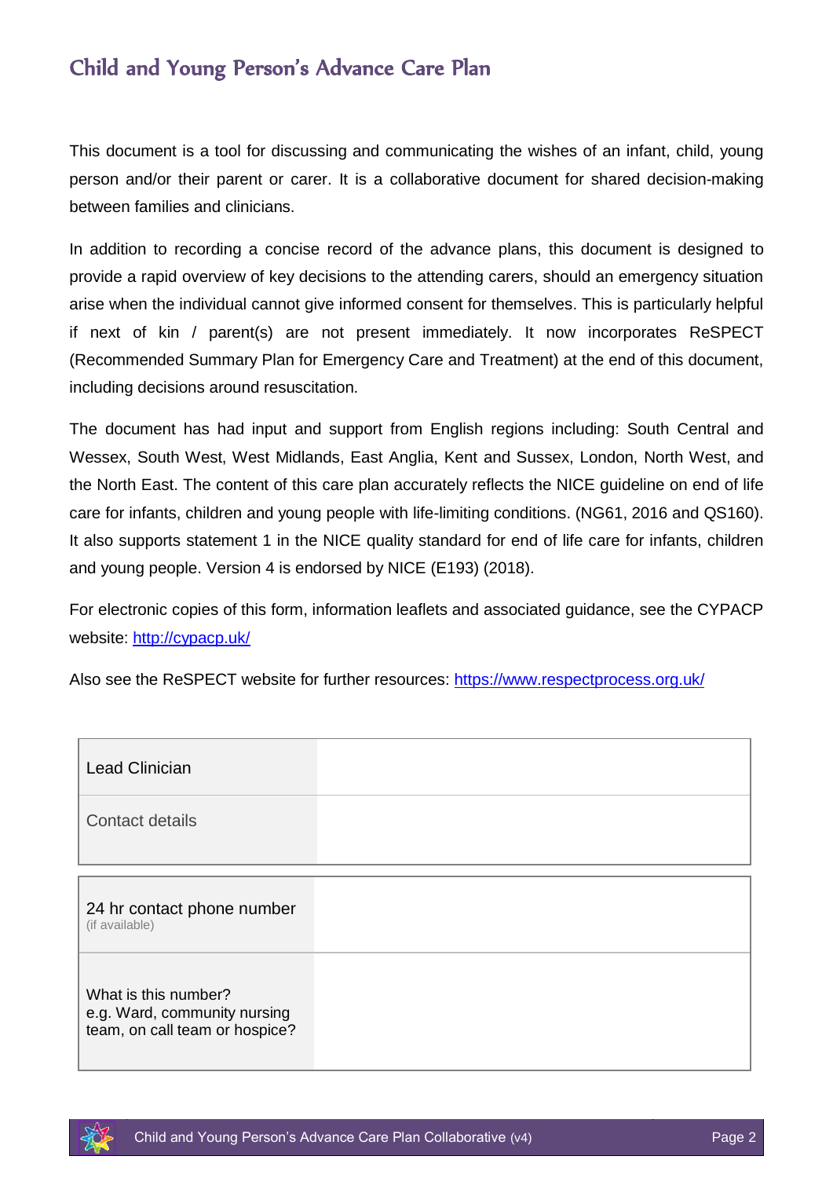# Child and Young Person's Advance Care Plan

This document is a tool for discussing and communicating the wishes of an infant, child, young person and/or their parent or carer. It is a collaborative document for shared decision-making between families and clinicians.

In addition to recording a concise record of the advance plans, this document is designed to provide a rapid overview of key decisions to the attending carers, should an emergency situation arise when the individual cannot give informed consent for themselves. This is particularly helpful if next of kin / parent(s) are not present immediately. It now incorporates ReSPECT (Recommended Summary Plan for Emergency Care and Treatment) at the end of this document, including decisions around resuscitation.

The document has had input and support from English regions including: South Central and Wessex, South West, West Midlands, East Anglia, Kent and Sussex, London, North West, and the North East. The content of this care plan accurately reflects the NICE guideline on end of life care for infants, children and young people with life-limiting conditions. (NG61, 2016 and QS160). It also supports statement 1 in the NICE quality standard for end of life care for infants, children and young people. Version 4 is endorsed by NICE (E193) (2018).

For electronic copies of this form, information leaflets and associated guidance, see the CYPACP website: [http://cypacp.uk/](http://cypacp.uk/)

Also see the ReSPECT website for further resources: [https://www.respectprocess.org.uk/](https://www.respectprocess.org.uk/)

| Lead Clinician | |
|---|---|
| Contact details | |

| 24 hr contact phone number (if available) | |
|---|---|
| What is this number? e.g. Ward, community nursing team, on call team or hospice? | |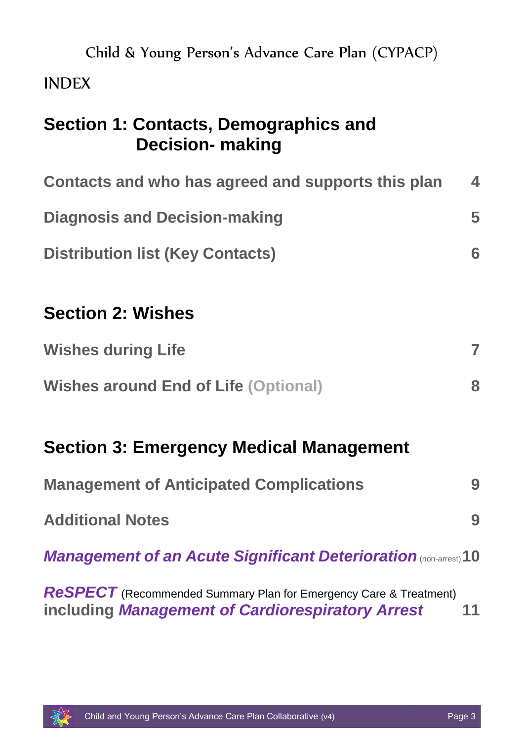Child & Young Person's Advance Care Plan (CYPACP)

# INDEX

## Section 1: Contacts, Demographics and Decision- making

**Contacts and who has agreed and supports this plan** 4

**Diagnosis and Decision-making** 5

**Distribution list (Key Contacts)** 6

## Section 2: Wishes

**Wishes during Life** 7

**Wishes around End of Life (Optional)** 8

## Section 3: Emergency Medical Management

**Management of Anticipated Complications** 9

**Additional Notes** 9

***Management of an Acute Significant Deterioration*** (non-arrest) **10**

***ReSPECT*** (Recommended Summary Plan for Emergency Care & Treatment) **including *Management of Cardiorespiratory Arrest*** **11**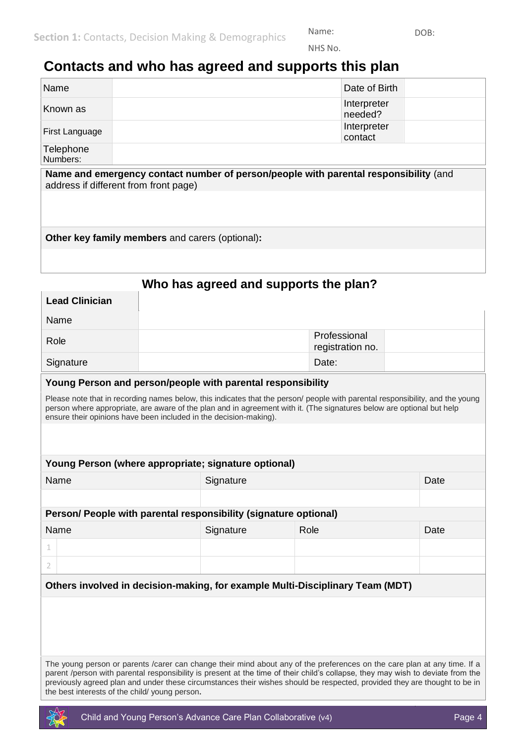# Contacts and who has agreed and supports this plan

| Name | | Date of Birth | |
|---|---|---|---|
| Known as | | Interpreter needed? | |
| First Language | | Interpreter contact | |
| Telephone Numbers: | | | |

**Name and emergency contact number of person/people with parental responsibility** (and address if different from front page)

**Other key family members** and carers (optional)**:**

## Who has agreed and supports the plan?

| **Lead Clinician** | | | |
|---|---|---|---|
| Name | | | |
| Role | | Professional registration no. | |
| Signature | | Date: | |

**Young Person and person/people with parental responsibility**

Please note that in recording names below, this indicates that the person/ people with parental responsibility, and the young person where appropriate, are aware of the plan and in agreement with it. (The signatures below are optional but help ensure their opinions have been included in the decision-making).

**Young Person (where appropriate; signature optional)**

| Name | Signature | Date |
|---|---|---|
| | | |

**Person/ People with parental responsibility (signature optional)**

| | Name | Signature | Role | Date |
|---|---|---|---|---|
| 1 | | | | |
| 2 | | | | |

**Others involved in decision-making, for example Multi-Disciplinary Team (MDT)**

The young person or parents /carer can change their mind about any of the preferences on the care plan at any time. If a parent /person with parental responsibility is present at the time of their child's collapse, they may wish to deviate from the previously agreed plan and under these circumstances their wishes should be respected, provided they are thought to be in the best interests of the child/ young person**.**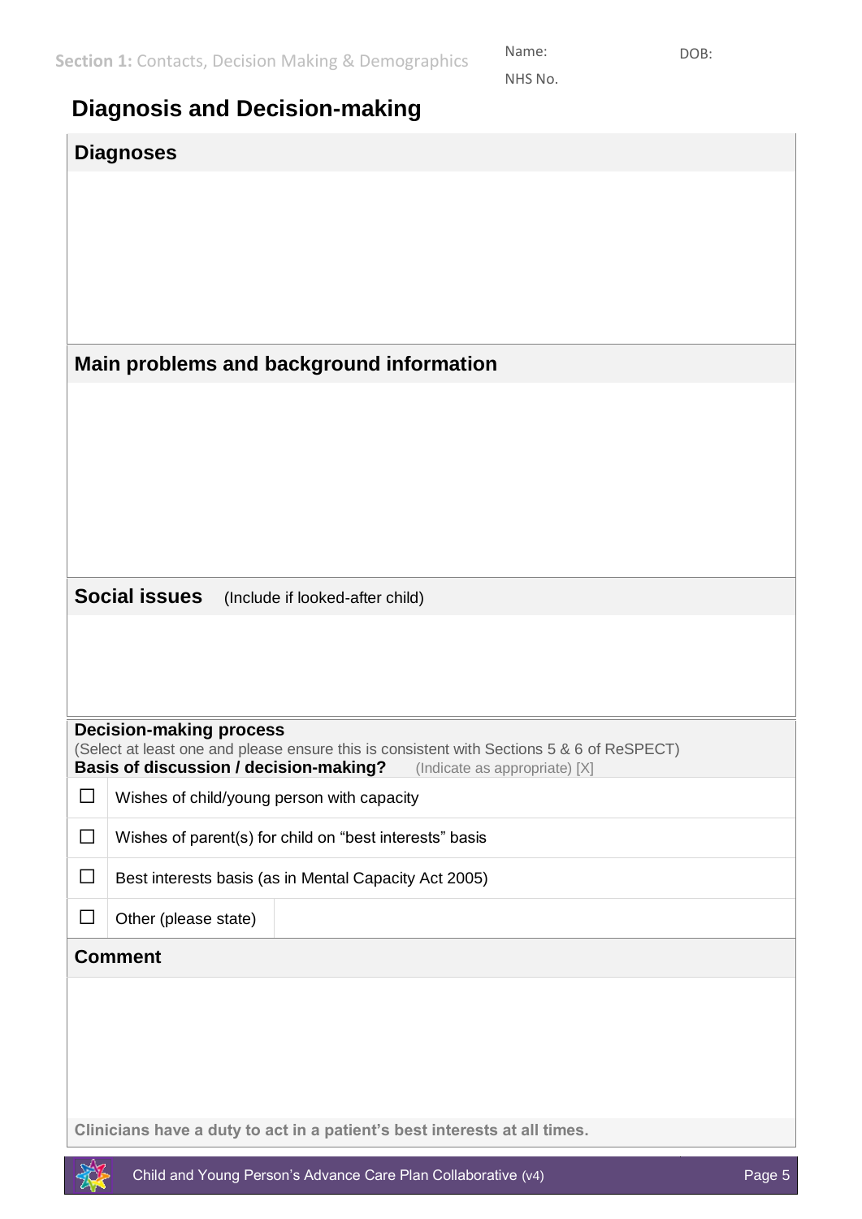# Diagnosis and Decision-making

## Diagnoses

## Main problems and background information

## Social issues (Include if looked-after child)

## Decision-making process

(Select at least one and please ensure this is consistent with Sections 5 & 6 of ReSPECT)

**Basis of discussion / decision-making?** (Indicate as appropriate) [X]

| | | |
|---|---|---|
| ☐ | Wishes of child/young person with capacity | |
| ☐ | Wishes of parent(s) for child on "best interests" basis | |
| ☐ | Best interests basis (as in Mental Capacity Act 2005) | |
| ☐ | Other (please state) | |

## Comment

**Clinicians have a duty to act in a patient's best interests at all times.**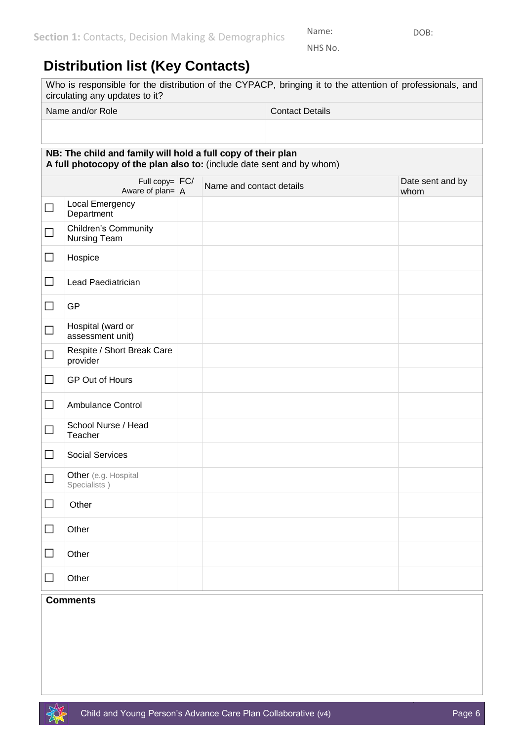Name:

NHS No.

DOB:

# Distribution list (Key Contacts)

| Who is responsible for the distribution of the CYPACP, bringing it to the attention of professionals, and circulating any updates to it? | |
|---|---|
| Name and/or Role | Contact Details |
| | |

**NB: The child and family will hold a full copy of their plan**
**A full photocopy of the plan also to:** (include date sent and by whom)

| | Full copy= Aware of plan= | FC/ A | Name and contact details | Date sent and by whom |
|---|---|---|---|---|
| ☐ | Local Emergency Department | | | |
| ☐ | Children's Community Nursing Team | | | |
| ☐ | Hospice | | | |
| ☐ | Lead Paediatrician | | | |
| ☐ | GP | | | |
| ☐ | Hospital (ward or assessment unit) | | | |
| ☐ | Respite / Short Break Care provider | | | |
| ☐ | GP Out of Hours | | | |
| ☐ | Ambulance Control | | | |
| ☐ | School Nurse / Head Teacher | | | |
| ☐ | Social Services | | | |
| ☐ | Other (e.g. Hospital Specialists ) | | | |
| ☐ | Other | | | |
| ☐ | Other | | | |
| ☐ | Other | | | |
| ☐ | Other | | | |

**Comments**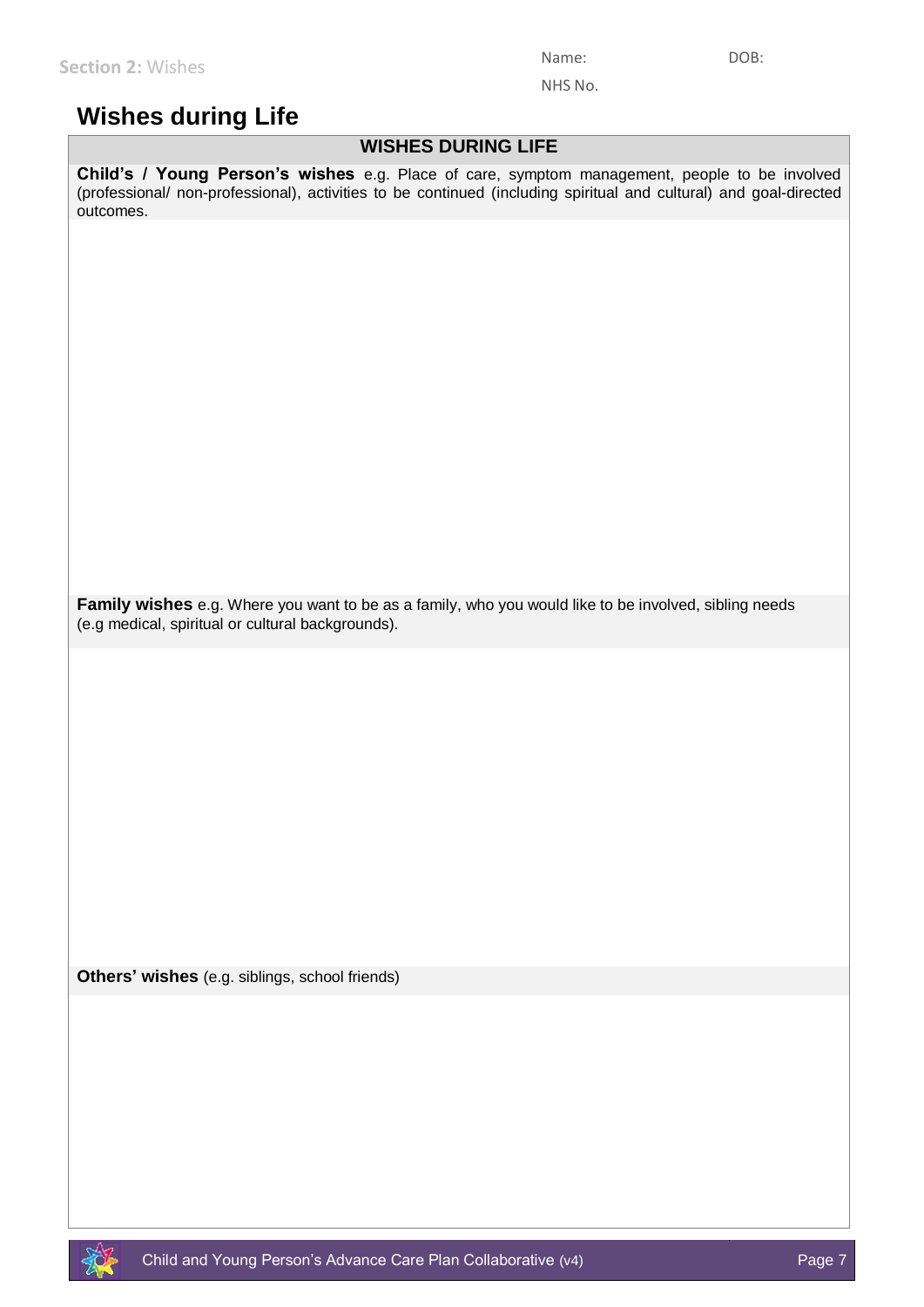Name: DOB:

NHS No.

# Wishes during Life

## WISHES DURING LIFE

**Child's / Young Person's wishes** e.g. Place of care, symptom management, people to be involved (professional/ non-professional), activities to be continued (including spiritual and cultural) and goal-directed outcomes.

**Family wishes** e.g. Where you want to be as a family, who you would like to be involved, sibling needs (e.g medical, spiritual or cultural backgrounds).

**Others' wishes** (e.g. siblings, school friends)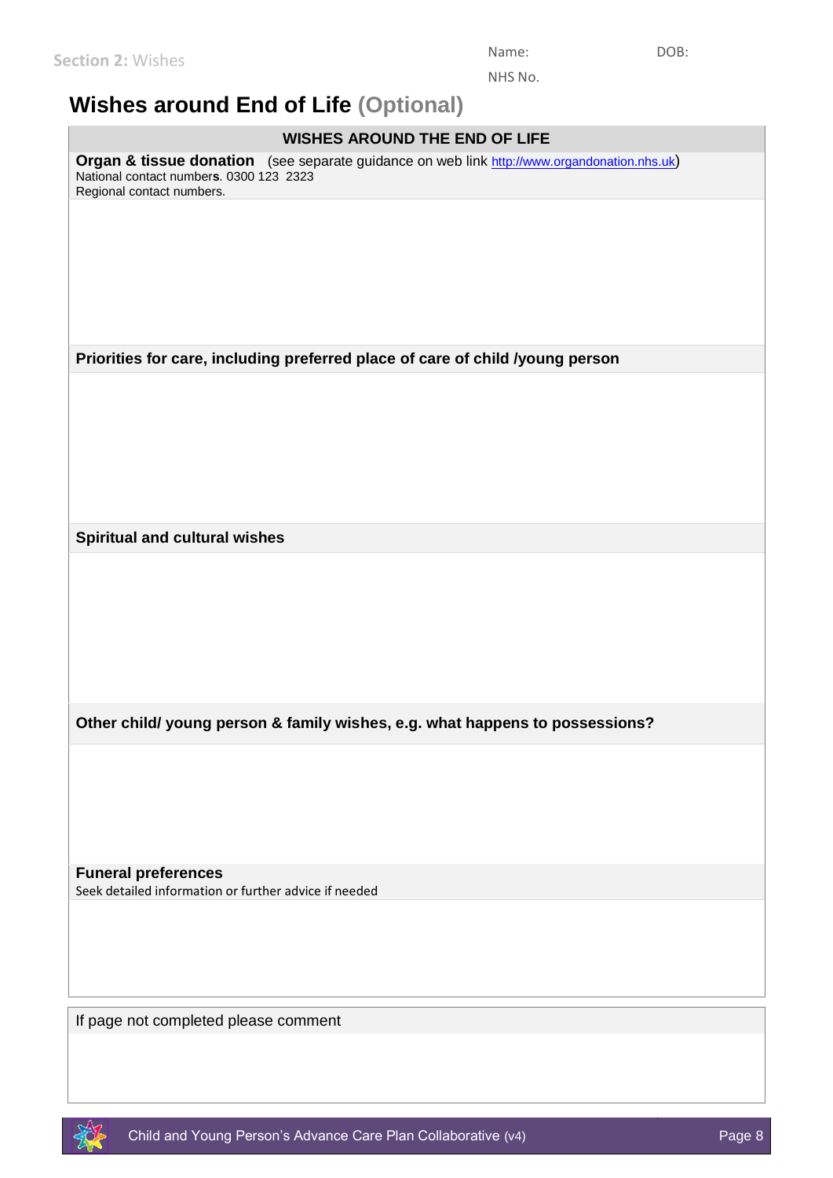Section 2: Wishes

Name: DOB:

NHS No.

# Wishes around End of Life (Optional)

## WISHES AROUND THE END OF LIFE

**Organ & tissue donation** (see separate guidance on web link http://www.organdonation.nhs.uk)
National contact numbers. 0300 123 2323
Regional contact numbers.

**Priorities for care, including preferred place of care of child /young person**

**Spiritual and cultural wishes**

**Other child/ young person & family wishes, e.g. what happens to possessions?**

**Funeral preferences**
Seek detailed information or further advice if needed

If page not completed please comment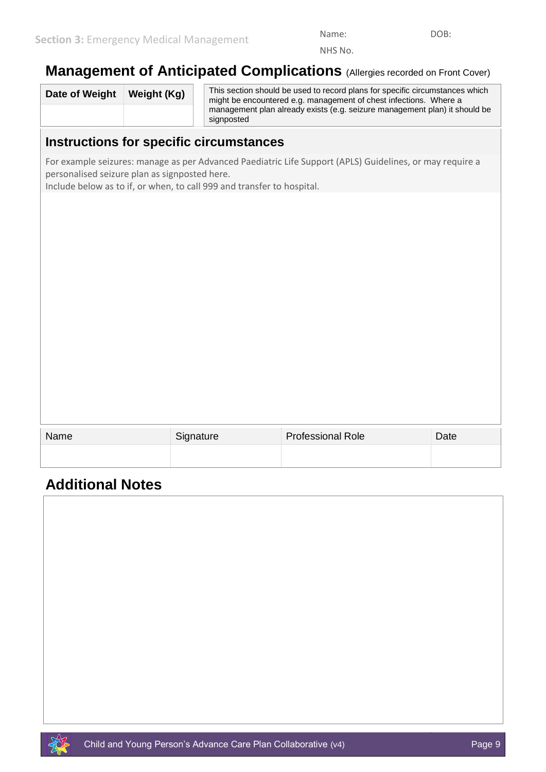Section 3: Emergency Medical Management

Name: DOB:

NHS No.

# Management of Anticipated Complications (Allergies recorded on Front Cover)

| Date of Weight | Weight (Kg) |
|---|---|
| | |

This section should be used to record plans for specific circumstances which might be encountered e.g. management of chest infections. Where a management plan already exists (e.g. seizure management plan) it should be signposted

## Instructions for specific circumstances

For example seizures: manage as per Advanced Paediatric Life Support (APLS) Guidelines, or may require a personalised seizure plan as signposted here.
Include below as to if, or when, to call 999 and transfer to hospital.

| Name | Signature | Professional Role | Date |
|---|---|---|---|
| | | | |

## Additional Notes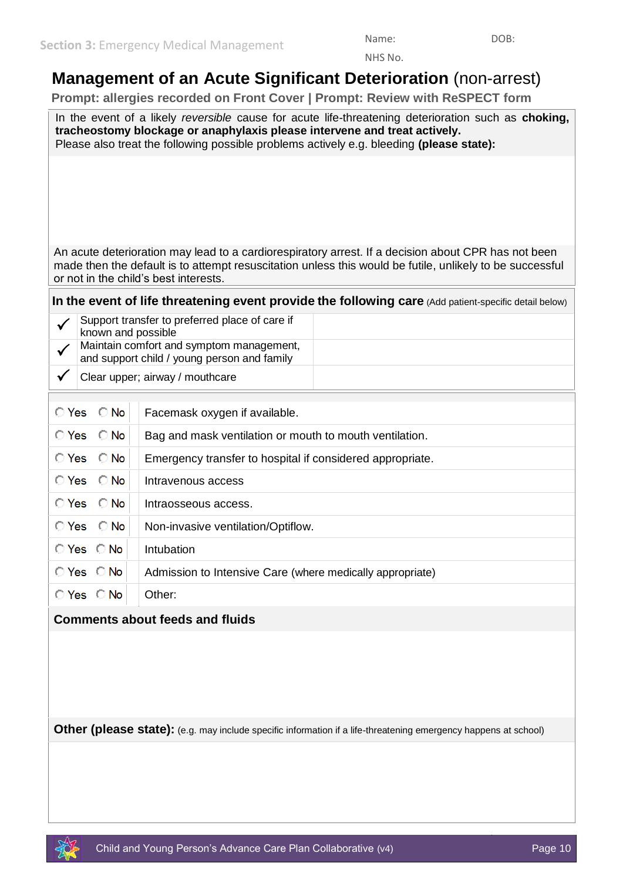Section 3: Emergency Medical Management

Name: DOB:

NHS No.

# Management of an Acute Significant Deterioration (non-arrest)

**Prompt: allergies recorded on Front Cover | Prompt: Review with ReSPECT form**

In the event of a likely *reversible* cause for acute life-threatening deterioration such as **choking, tracheostomy blockage or anaphylaxis please intervene and treat actively.**
Please also treat the following possible problems actively e.g. bleeding **(please state):**

An acute deterioration may lead to a cardiorespiratory arrest. If a decision about CPR has not been made then the default is to attempt resuscitation unless this would be futile, unlikely to be successful or not in the child's best interests.

**In the event of life threatening event provide the following care** (Add patient-specific detail below)

| | | |
|---|---|---|
| ✓ | Support transfer to preferred place of care if known and possible | |
| ✓ | Maintain comfort and symptom management, and support child / young person and family | |
| ✓ | Clear upper; airway / mouthcare | |

| | |
|---|---|
| ○ Yes ○ No | Facemask oxygen if available. |
| ○ Yes ○ No | Bag and mask ventilation or mouth to mouth ventilation. |
| ○ Yes ○ No | Emergency transfer to hospital if considered appropriate. |
| ○ Yes ○ No | Intravenous access |
| ○ Yes ○ No | Intraosseous access. |
| ○ Yes ○ No | Non-invasive ventilation/Optiflow. |
| ○ Yes ○ No | Intubation |
| ○ Yes ○ No | Admission to Intensive Care (where medically appropriate) |
| ○ Yes ○ No | Other: |

**Comments about feeds and fluids**

**Other (please state):** (e.g. may include specific information if a life-threatening emergency happens at school)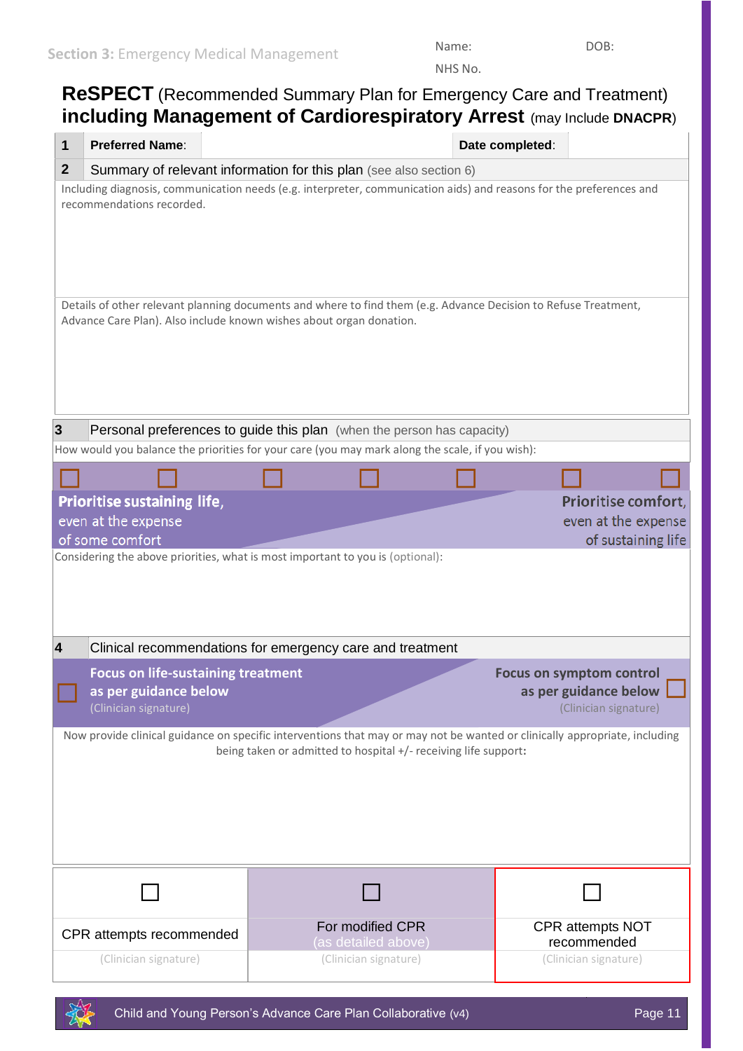Section 3: Emergency Medical Management

Name: DOB:

NHS No.

# ReSPECT (Recommended Summary Plan for Emergency Care and Treatment) including Management of Cardiorespiratory Arrest (may Include DNACPR)

| 1 | **Preferred Name**: | | **Date completed**: | |
|---|---|---|---|---|

**2** Summary of relevant information for this plan (see also section 6)

Including diagnosis, communication needs (e.g. interpreter, communication aids) and reasons for the preferences and recommendations recorded.

Details of other relevant planning documents and where to find them (e.g. Advance Decision to Refuse Treatment, Advance Care Plan). Also include known wishes about organ donation.

**3** Personal preferences to guide this plan (when the person has capacity)

How would you balance the priorities for your care (you may mark along the scale, if you wish):

☐ ☐ ☐ ☐ ☐ ☐ ☐

**Prioritise sustaining life**, even at the expense of some comfort — **Prioritise comfort**, even at the expense of sustaining life

Considering the above priorities, what is most important to you is (optional):

**4** Clinical recommendations for emergency care and treatment

☐ **Focus on life-sustaining treatment as per guidance below** (Clinician signature)

**Focus on symptom control as per guidance below** ☐ (Clinician signature)

Now provide clinical guidance on specific interventions that may or may not be wanted or clinically appropriate, including being taken or admitted to hospital +/- receiving life support:

| ☐ | ☐ | ☐ |
|---|---|---|
| CPR attempts recommended | For modified CPR (as detailed above) | CPR attempts NOT recommended |
| (Clinician signature) | (Clinician signature) | (Clinician signature) |

Child and Young Person's Advance Care Plan Collaborative (v4)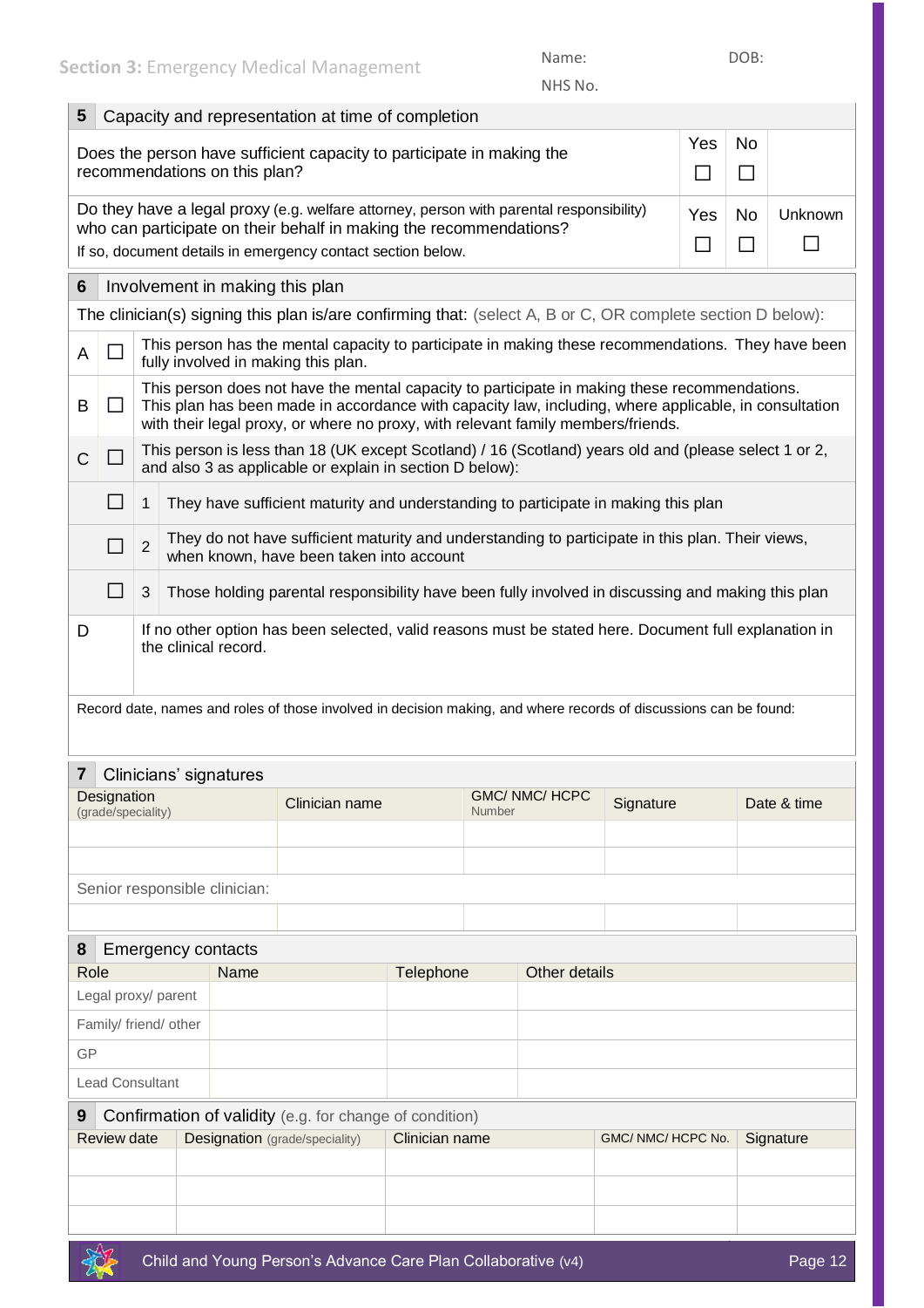## Section 3: Emergency Medical Management

Name: DOB:

NHS No.

### 5 Capacity and representation at time of completion

| | Yes | No | Unknown |
|---|---|---|---|
| Does the person have sufficient capacity to participate in making the recommendations on this plan? | ☐ | ☐ | |
| Do they have a legal proxy (e.g. welfare attorney, person with parental responsibility) who can participate on their behalf in making the recommendations? If so, document details in emergency contact section below. | ☐ | ☐ | ☐ |

### 6 Involvement in making this plan

The clinician(s) signing this plan is/are confirming that: (select A, B or C, OR complete section D below):

| | | | |
|---|---|---|---|
| A | ☐ | This person has the mental capacity to participate in making these recommendations. They have been fully involved in making this plan. | |
| B | ☐ | This person does not have the mental capacity to participate in making these recommendations. This plan has been made in accordance with capacity law, including, where applicable, in consultation with their legal proxy, or where no proxy, with relevant family members/friends. | |
| C | ☐ | This person is less than 18 (UK except Scotland) / 16 (Scotland) years old and (please select 1 or 2, and also 3 as applicable or explain in section D below): | |
| | ☐ | 1 | They have sufficient maturity and understanding to participate in making this plan |
| | ☐ | 2 | They do not have sufficient maturity and understanding to participate in this plan. Their views, when known, have been taken into account |
| | ☐ | 3 | Those holding parental responsibility have been fully involved in discussing and making this plan |
| D | | If no other option has been selected, valid reasons must be stated here. Document full explanation in the clinical record. | |

Record date, names and roles of those involved in decision making, and where records of discussions can be found:

### 7 Clinicians' signatures

| Designation (grade/speciality) | Clinician name | GMC/ NMC/ HCPC Number | Signature | Date & time |
|---|---|---|---|---|
| | | | | |
| | | | | |
| Senior responsible clinician: | | | | |
| | | | | |

### 8 Emergency contacts

| Role | Name | Telephone | Other details |
|---|---|---|---|
| Legal proxy/ parent | | | |
| Family/ friend/ other | | | |
| GP | | | |
| Lead Consultant | | | |

### 9 Confirmation of validity (e.g. for change of condition)

| Review date | Designation (grade/speciality) | Clinician name | GMC/ NMC/ HCPC No. | Signature |
|---|---|---|---|---|
| | | | | |
| | | | | |
| | | | | |

Child and Young Person's Advance Care Plan Collaborative (v4)